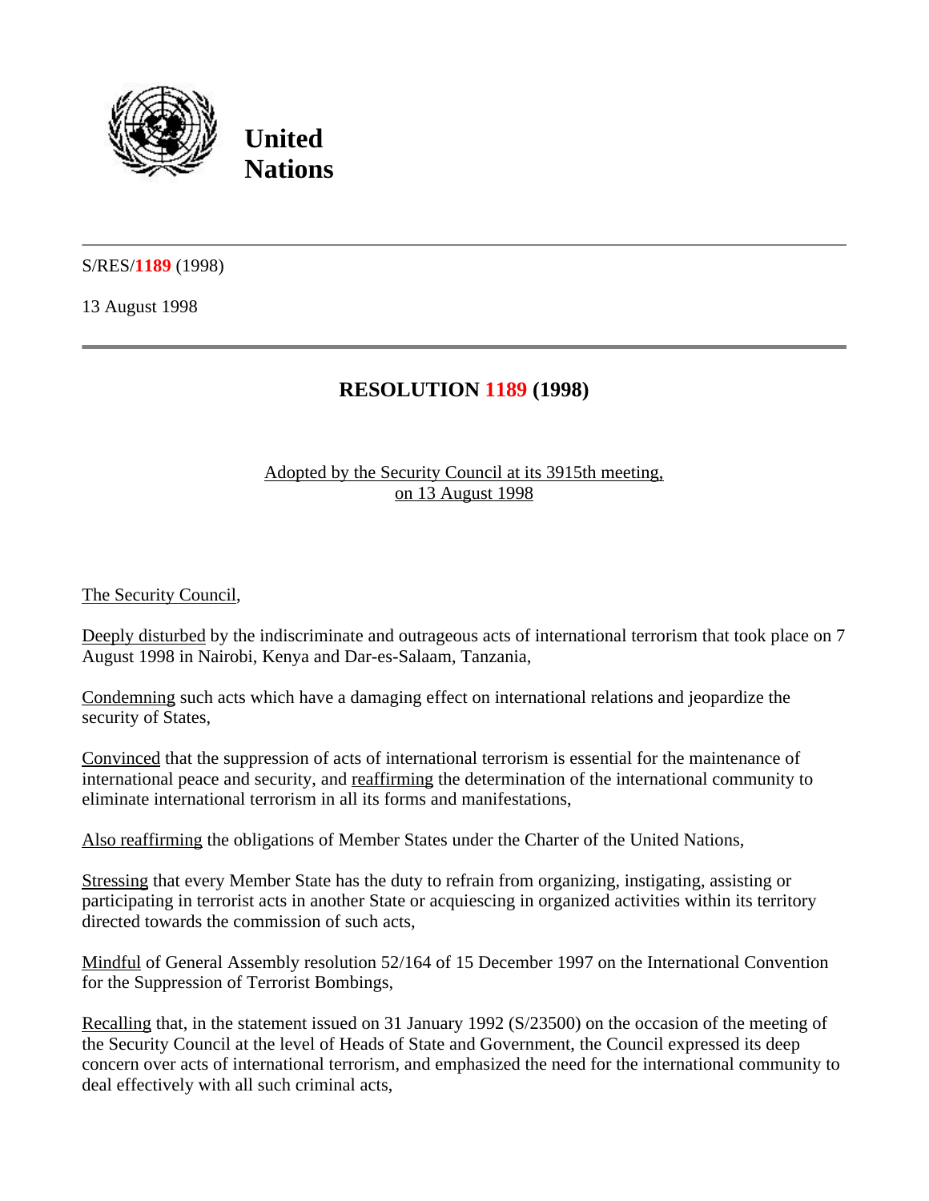**United Nations**

S/RES/1189 (1998)

13 August 1998

# RESOLUTION 1189 (1998)

Adopted by the Security Council at its 3915th meeting, on 13 August 1998

The Security Council,

Deeply disturbed by the indiscriminate and outrageous acts of international terrorism that took place on 7 August 1998 in Nairobi, Kenya and Dar-es-Salaam, Tanzania,

Condemning such acts which have a damaging effect on international relations and jeopardize the security of States,

Convinced that the suppression of acts of international terrorism is essential for the maintenance of international peace and security, and reaffirming the determination of the international community to eliminate international terrorism in all its forms and manifestations,

Also reaffirming the obligations of Member States under the Charter of the United Nations,

Stressing that every Member State has the duty to refrain from organizing, instigating, assisting or participating in terrorist acts in another State or acquiescing in organized activities within its territory directed towards the commission of such acts,

Mindful of General Assembly resolution 52/164 of 15 December 1997 on the International Convention for the Suppression of Terrorist Bombings,

Recalling that, in the statement issued on 31 January 1992 (S/23500) on the occasion of the meeting of the Security Council at the level of Heads of State and Government, the Council expressed its deep concern over acts of international terrorism, and emphasized the need for the international community to deal effectively with all such criminal acts,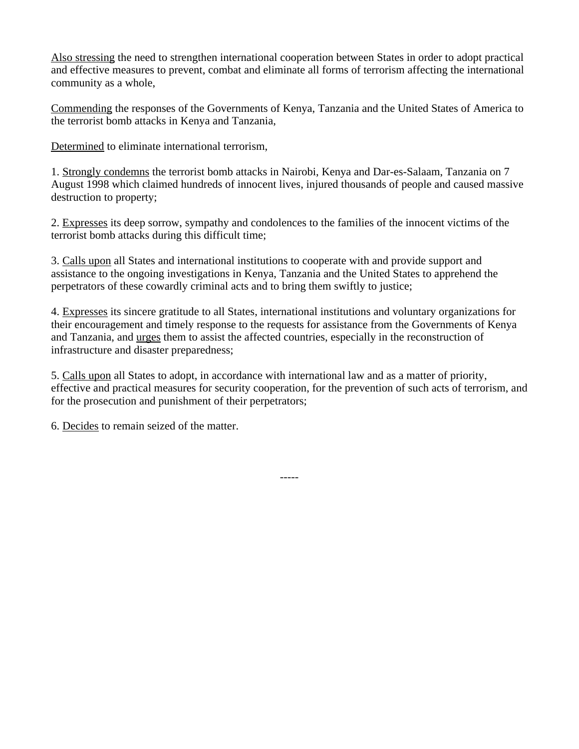Also stressing the need to strengthen international cooperation between States in order to adopt practical and effective measures to prevent, combat and eliminate all forms of terrorism affecting the international community as a whole,

Commending the responses of the Governments of Kenya, Tanzania and the United States of America to the terrorist bomb attacks in Kenya and Tanzania,

Determined to eliminate international terrorism,

1. Strongly condemns the terrorist bomb attacks in Nairobi, Kenya and Dar-es-Salaam, Tanzania on 7 August 1998 which claimed hundreds of innocent lives, injured thousands of people and caused massive destruction to property;

2. Expresses its deep sorrow, sympathy and condolences to the families of the innocent victims of the terrorist bomb attacks during this difficult time;

3. Calls upon all States and international institutions to cooperate with and provide support and assistance to the ongoing investigations in Kenya, Tanzania and the United States to apprehend the perpetrators of these cowardly criminal acts and to bring them swiftly to justice;

4. Expresses its sincere gratitude to all States, international institutions and voluntary organizations for their encouragement and timely response to the requests for assistance from the Governments of Kenya and Tanzania, and urges them to assist the affected countries, especially in the reconstruction of infrastructure and disaster preparedness;

5. Calls upon all States to adopt, in accordance with international law and as a matter of priority, effective and practical measures for security cooperation, for the prevention of such acts of terrorism, and for the prosecution and punishment of their perpetrators;

6. Decides to remain seized of the matter.

-----